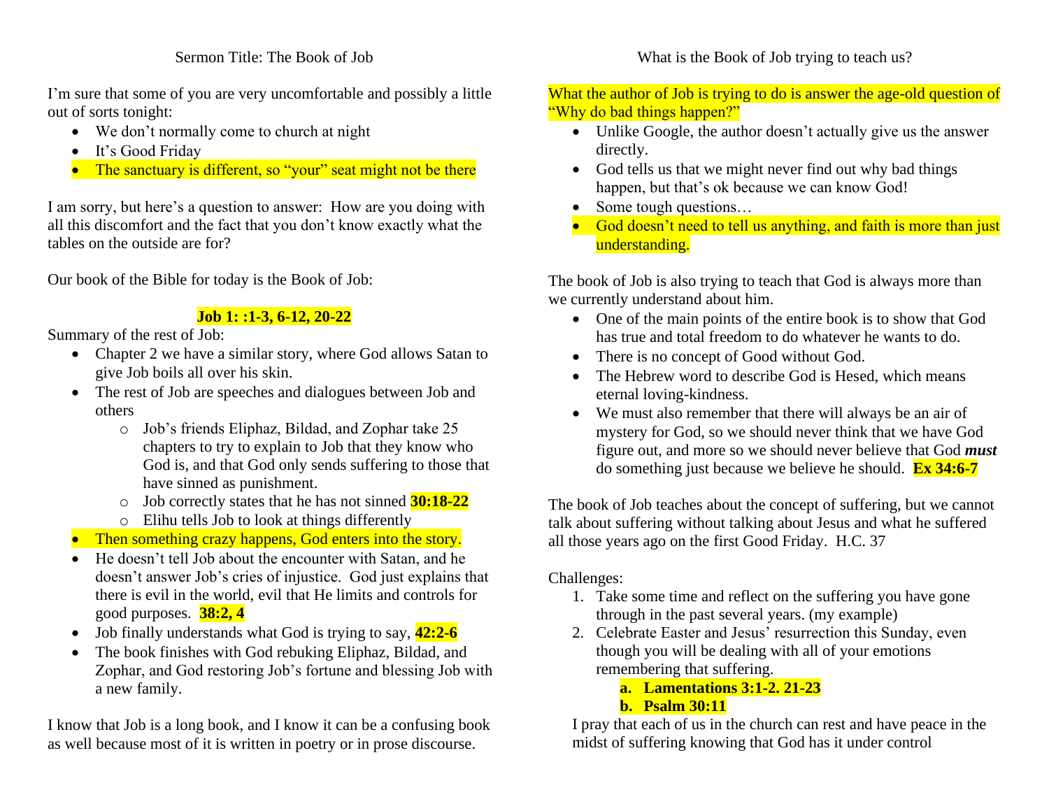Sermon Title: The Book of Job

I'm sure that some of you are very uncomfortable and possibly a little out of sorts tonight:

- We don't normally come to church at night
- It's Good Friday
- The sanctuary is different, so "your" seat might not be there

I am sorry, but here's a question to answer: How are you doing with all this discomfort and the fact that you don't know exactly what the tables on the outside are for?

Our book of the Bible for today is the Book of Job:

**Job 1: :1-3, 6-12, 20-22**

Summary of the rest of Job:

- Chapter 2 we have a similar story, where God allows Satan to give Job boils all over his skin.
- The rest of Job are speeches and dialogues between Job and others
  - Job's friends Eliphaz, Bildad, and Zophar take 25 chapters to try to explain to Job that they know who God is, and that God only sends suffering to those that have sinned as punishment.
  - Job correctly states that he has not sinned **30:18-22**
  - Elihu tells Job to look at things differently
- Then something crazy happens, God enters into the story.
- He doesn't tell Job about the encounter with Satan, and he doesn't answer Job's cries of injustice. God just explains that there is evil in the world, evil that He limits and controls for good purposes. **38:2, 4**
- Job finally understands what God is trying to say, **42:2-6**
- The book finishes with God rebuking Eliphaz, Bildad, and Zophar, and God restoring Job's fortune and blessing Job with a new family.

I know that Job is a long book, and I know it can be a confusing book as well because most of it is written in poetry or in prose discourse.

What is the Book of Job trying to teach us?

What the author of Job is trying to do is answer the age-old question of "Why do bad things happen?"

- Unlike Google, the author doesn't actually give us the answer directly.
- God tells us that we might never find out why bad things happen, but that's ok because we can know God!
- Some tough questions…
- God doesn't need to tell us anything, and faith is more than just understanding.

The book of Job is also trying to teach that God is always more than we currently understand about him.

- One of the main points of the entire book is to show that God has true and total freedom to do whatever he wants to do.
- There is no concept of Good without God.
- The Hebrew word to describe God is Hesed, which means eternal loving-kindness.
- We must also remember that there will always be an air of mystery for God, so we should never think that we have God figure out, and more so we should never believe that God ***must*** do something just because we believe he should. **Ex 34:6-7**

The book of Job teaches about the concept of suffering, but we cannot talk about suffering without talking about Jesus and what he suffered all those years ago on the first Good Friday. H.C. 37

Challenges:

1. Take some time and reflect on the suffering you have gone through in the past several years. (my example)
2. Celebrate Easter and Jesus' resurrection this Sunday, even though you will be dealing with all of your emotions remembering that suffering.
   a. **Lamentations 3:1-2. 21-23**
   b. **Psalm 30:11**

I pray that each of us in the church can rest and have peace in the midst of suffering knowing that God has it under control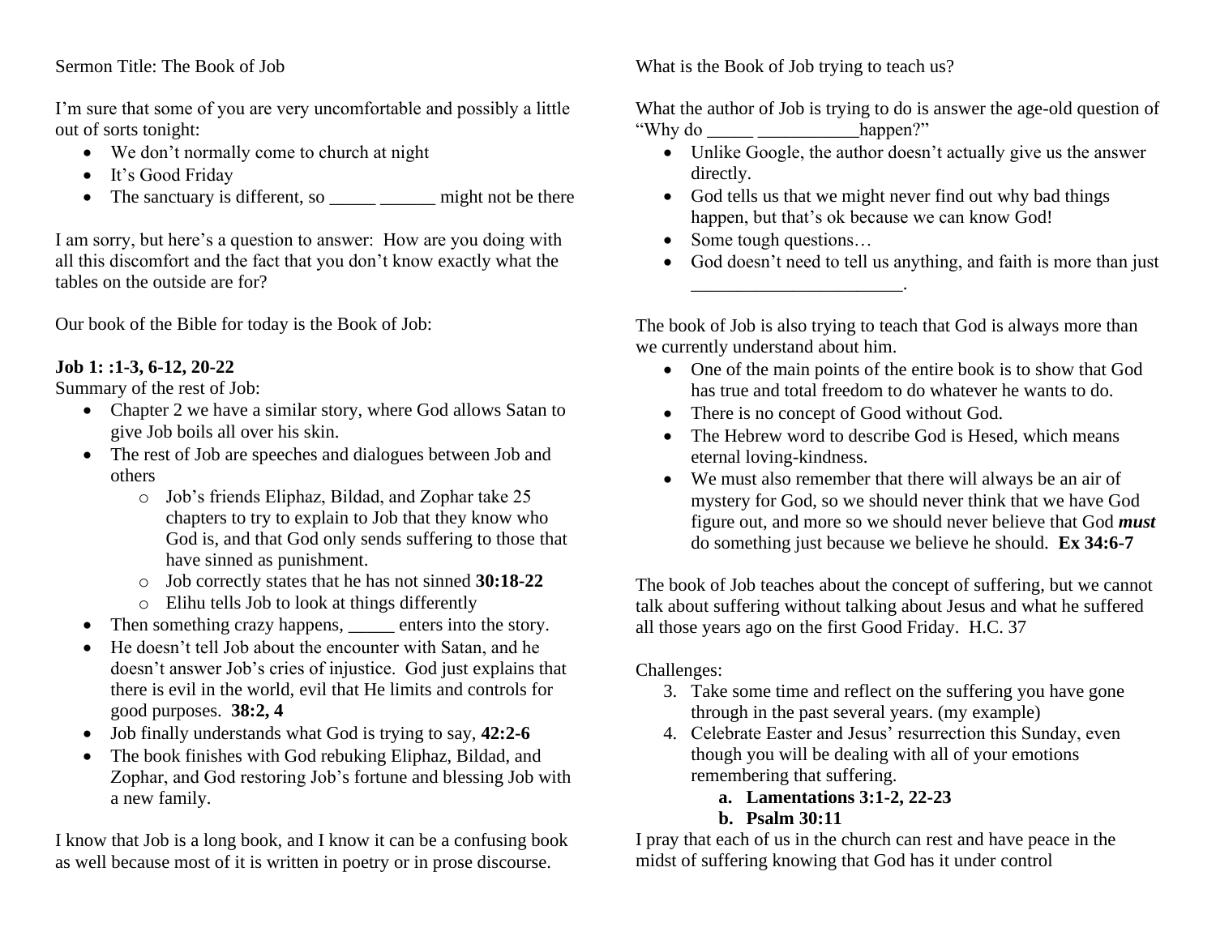Sermon Title: The Book of Job

I'm sure that some of you are very uncomfortable and possibly a little out of sorts tonight:

- We don't normally come to church at night
- It's Good Friday
- The sanctuary is different, so _____ ______ might not be there

I am sorry, but here's a question to answer: How are you doing with all this discomfort and the fact that you don't know exactly what the tables on the outside are for?

Our book of the Bible for today is the Book of Job:

**Job 1: :1-3, 6-12, 20-22**
Summary of the rest of Job:

- Chapter 2 we have a similar story, where God allows Satan to give Job boils all over his skin.
- The rest of Job are speeches and dialogues between Job and others
  - Job's friends Eliphaz, Bildad, and Zophar take 25 chapters to try to explain to Job that they know who God is, and that God only sends suffering to those that have sinned as punishment.
  - Job correctly states that he has not sinned **30:18-22**
  - Elihu tells Job to look at things differently
- Then something crazy happens, _____ enters into the story.
- He doesn't tell Job about the encounter with Satan, and he doesn't answer Job's cries of injustice. God just explains that there is evil in the world, evil that He limits and controls for good purposes. **38:2, 4**
- Job finally understands what God is trying to say, **42:2-6**
- The book finishes with God rebuking Eliphaz, Bildad, and Zophar, and God restoring Job's fortune and blessing Job with a new family.

I know that Job is a long book, and I know it can be a confusing book as well because most of it is written in poetry or in prose discourse.

What is the Book of Job trying to teach us?

What the author of Job is trying to do is answer the age-old question of "Why do _____ ___________happen?"

- Unlike Google, the author doesn't actually give us the answer directly.
- God tells us that we might never find out why bad things happen, but that's ok because we can know God!
- Some tough questions…
- God doesn't need to tell us anything, and faith is more than just _______________________.

The book of Job is also trying to teach that God is always more than we currently understand about him.

- One of the main points of the entire book is to show that God has true and total freedom to do whatever he wants to do.
- There is no concept of Good without God.
- The Hebrew word to describe God is Hesed, which means eternal loving-kindness.
- We must also remember that there will always be an air of mystery for God, so we should never think that we have God figure out, and more so we should never believe that God ***must*** do something just because we believe he should. **Ex 34:6-7**

The book of Job teaches about the concept of suffering, but we cannot talk about suffering without talking about Jesus and what he suffered all those years ago on the first Good Friday. H.C. 37

Challenges:

3. Take some time and reflect on the suffering you have gone through in the past several years. (my example)
4. Celebrate Easter and Jesus' resurrection this Sunday, even though you will be dealing with all of your emotions remembering that suffering.
   a. **Lamentations 3:1-2, 22-23**
   b. **Psalm 30:11**

I pray that each of us in the church can rest and have peace in the midst of suffering knowing that God has it under control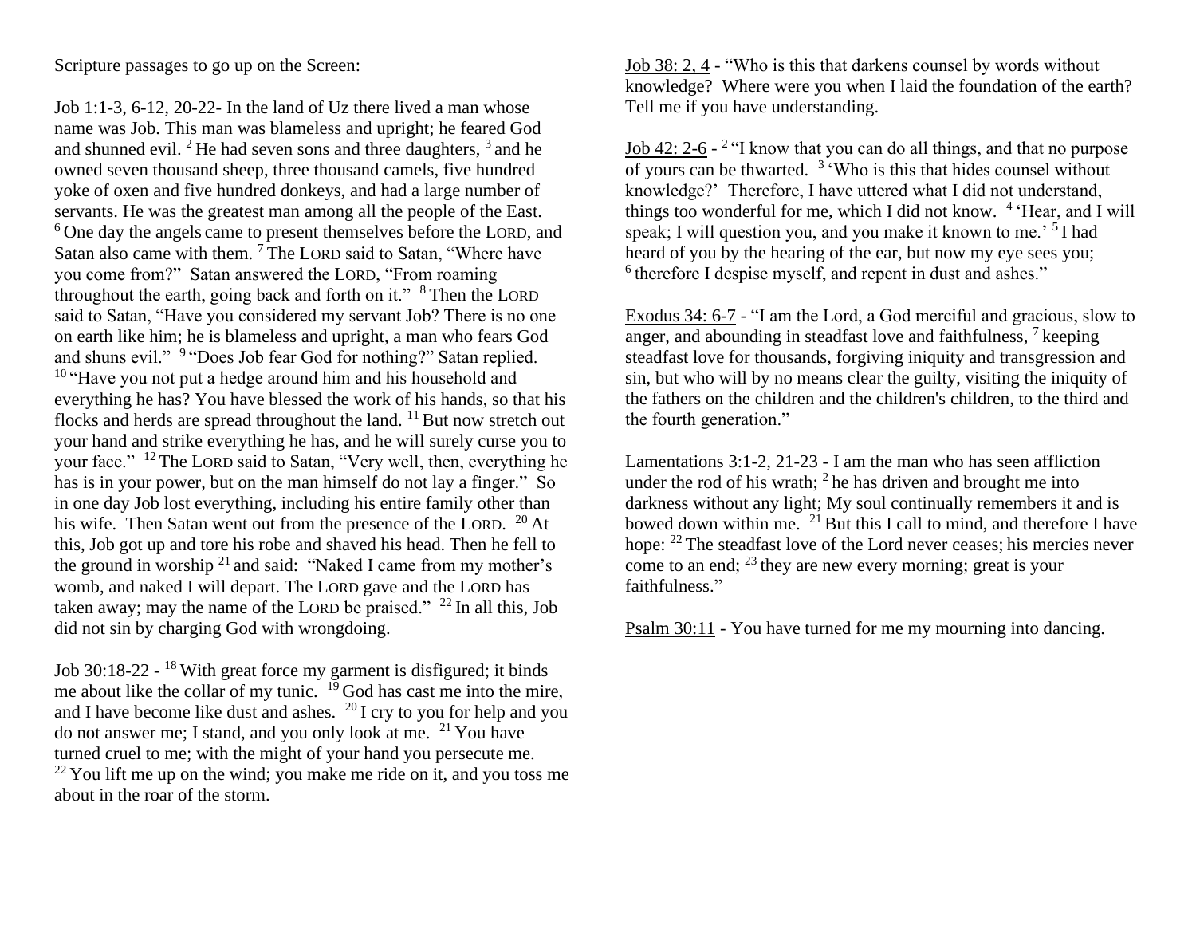Scripture passages to go up on the Screen:

Job 1:1-3, 6-12, 20-22- In the land of Uz there lived a man whose name was Job. This man was blameless and upright; he feared God and shunned evil. [2] He had seven sons and three daughters, [3] and he owned seven thousand sheep, three thousand camels, five hundred yoke of oxen and five hundred donkeys, and had a large number of servants. He was the greatest man among all the people of the East. [6] One day the angels came to present themselves before the LORD, and Satan also came with them. [7] The LORD said to Satan, "Where have you come from?" Satan answered the LORD, "From roaming throughout the earth, going back and forth on it." [8] Then the LORD said to Satan, "Have you considered my servant Job? There is no one on earth like him; he is blameless and upright, a man who fears God and shuns evil." [9] "Does Job fear God for nothing?" Satan replied. [10] "Have you not put a hedge around him and his household and everything he has? You have blessed the work of his hands, so that his flocks and herds are spread throughout the land. [11] But now stretch out your hand and strike everything he has, and he will surely curse you to your face." [12] The LORD said to Satan, "Very well, then, everything he has is in your power, but on the man himself do not lay a finger." So in one day Job lost everything, including his entire family other than his wife. Then Satan went out from the presence of the LORD. [20] At this, Job got up and tore his robe and shaved his head. Then he fell to the ground in worship [21] and said: "Naked I came from my mother's womb, and naked I will depart. The LORD gave and the LORD has taken away; may the name of the LORD be praised." [22] In all this, Job did not sin by charging God with wrongdoing.

Job 30:18-22 - [18] With great force my garment is disfigured; it binds me about like the collar of my tunic. [19] God has cast me into the mire, and I have become like dust and ashes. [20] I cry to you for help and you do not answer me; I stand, and you only look at me. [21] You have turned cruel to me; with the might of your hand you persecute me. [22] You lift me up on the wind; you make me ride on it, and you toss me about in the roar of the storm.

Job 38: 2, 4 - "Who is this that darkens counsel by words without knowledge? Where were you when I laid the foundation of the earth? Tell me if you have understanding.

Job 42: 2-6 - [2] "I know that you can do all things, and that no purpose of yours can be thwarted. [3] 'Who is this that hides counsel without knowledge?' Therefore, I have uttered what I did not understand, things too wonderful for me, which I did not know. [4] 'Hear, and I will speak; I will question you, and you make it known to me.' [5] I had heard of you by the hearing of the ear, but now my eye sees you; [6] therefore I despise myself, and repent in dust and ashes."

Exodus 34: 6-7 - "I am the Lord, a God merciful and gracious, slow to anger, and abounding in steadfast love and faithfulness, [7] keeping steadfast love for thousands, forgiving iniquity and transgression and sin, but who will by no means clear the guilty, visiting the iniquity of the fathers on the children and the children's children, to the third and the fourth generation."

Lamentations 3:1-2, 21-23 - I am the man who has seen affliction under the rod of his wrath; [2] he has driven and brought me into darkness without any light; My soul continually remembers it and is bowed down within me. [21] But this I call to mind, and therefore I have hope: [22] The steadfast love of the Lord never ceases; his mercies never come to an end; [23] they are new every morning; great is your faithfulness."

Psalm 30:11 - You have turned for me my mourning into dancing.